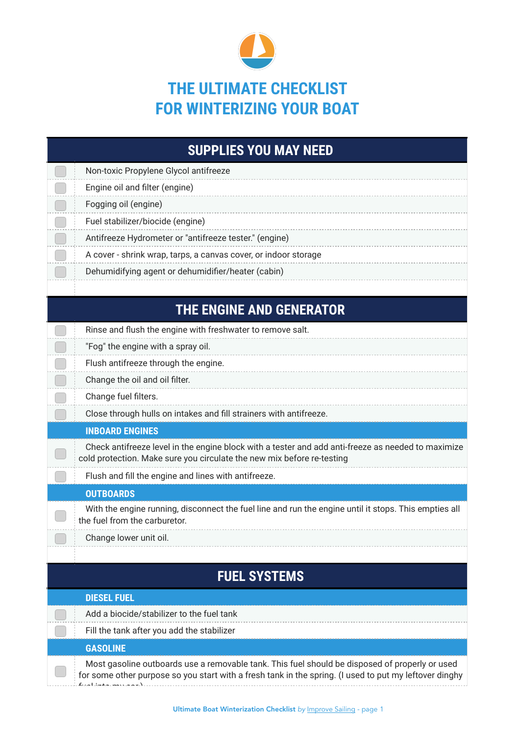# THE ULTIMATE CHECKLIST FOR WINTERIZING YOUR BOAT

## SUPPLIES YOU MAY NEED

- [ ] Non-toxic Propylene Glycol antifreeze
- [ ] Engine oil and filter (engine)
- [ ] Fogging oil (engine)
- [ ] Fuel stabilizer/biocide (engine)
- [ ] Antifreeze Hydrometer or "antifreeze tester." (engine)
- [ ] A cover - shrink wrap, tarps, a canvas cover, or indoor storage
- [ ] Dehumidifying agent or dehumidifier/heater (cabin)

## THE ENGINE AND GENERATOR

- [ ] Rinse and flush the engine with freshwater to remove salt.
- [ ] "Fog" the engine with a spray oil.
- [ ] Flush antifreeze through the engine.
- [ ] Change the oil and oil filter.
- [ ] Change fuel filters.
- [ ] Close through hulls on intakes and fill strainers with antifreeze.

### INBOARD ENGINES

- [ ] Check antifreeze level in the engine block with a tester and add anti-freeze as needed to maximize cold protection. Make sure you circulate the new mix before re-testing
- [ ] Flush and fill the engine and lines with antifreeze.

### OUTBOARDS

- [ ] With the engine running, disconnect the fuel line and run the engine until it stops. This empties all the fuel from the carburetor.
- [ ] Change lower unit oil.

## FUEL SYSTEMS

### DIESEL FUEL

- [ ] Add a biocide/stabilizer to the fuel tank
- [ ] Fill the tank after you add the stabilizer

### GASOLINE

- [ ] Most gasoline outboards use a removable tank. This fuel should be disposed of properly or used for some other purpose so you start with a fresh tank in the spring. (I used to put my leftover dinghy fuel into my car.)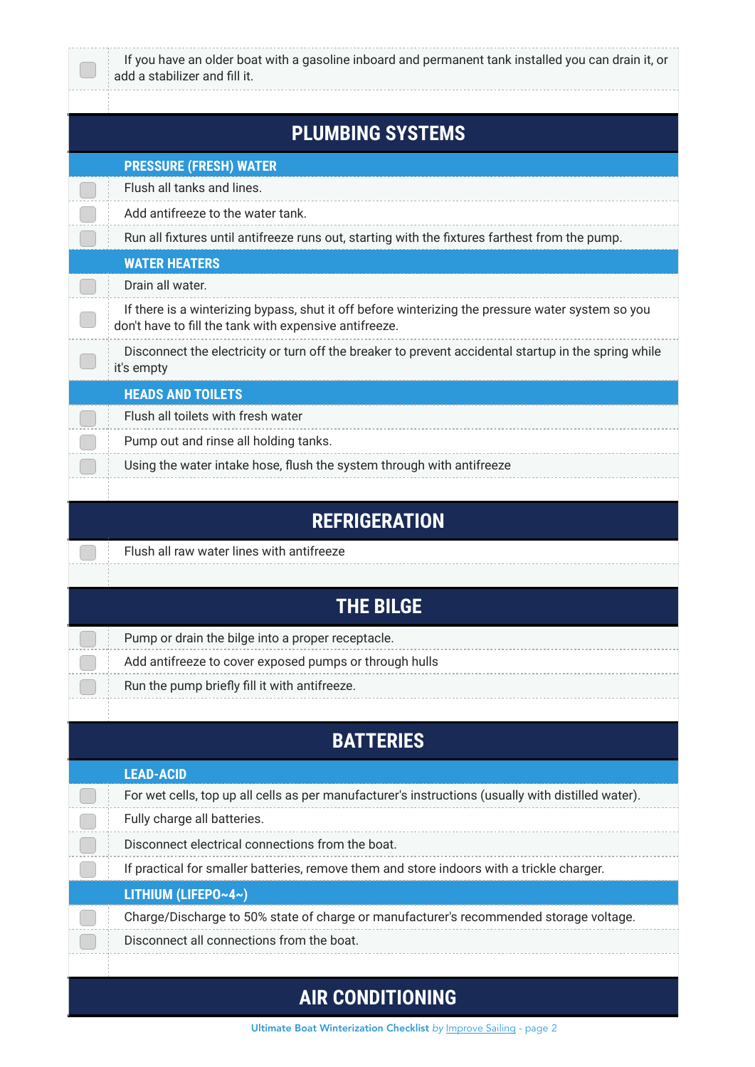- [ ] If you have an older boat with a gasoline inboard and permanent tank installed you can drain it, or add a stabilizer and fill it.

## PLUMBING SYSTEMS

### PRESSURE (FRESH) WATER

- [ ] Flush all tanks and lines.
- [ ] Add antifreeze to the water tank.
- [ ] Run all fixtures until antifreeze runs out, starting with the fixtures farthest from the pump.

### WATER HEATERS

- [ ] Drain all water.
- [ ] If there is a winterizing bypass, shut it off before winterizing the pressure water system so you don't have to fill the tank with expensive antifreeze.
- [ ] Disconnect the electricity or turn off the breaker to prevent accidental startup in the spring while it's empty

### HEADS AND TOILETS

- [ ] Flush all toilets with fresh water
- [ ] Pump out and rinse all holding tanks.
- [ ] Using the water intake hose, flush the system through with antifreeze

## REFRIGERATION

- [ ] Flush all raw water lines with antifreeze

## THE BILGE

- [ ] Pump or drain the bilge into a proper receptacle.
- [ ] Add antifreeze to cover exposed pumps or through hulls
- [ ] Run the pump briefly fill it with antifreeze.

## BATTERIES

### LEAD-ACID

- [ ] For wet cells, top up all cells as per manufacturer's instructions (usually with distilled water).
- [ ] Fully charge all batteries.
- [ ] Disconnect electrical connections from the boat.
- [ ] If practical for smaller batteries, remove them and store indoors with a trickle charger.

### LITHIUM (LIFEPO~4~)

- [ ] Charge/Discharge to 50% state of charge or manufacturer's recommended storage voltage.
- [ ] Disconnect all connections from the boat.

## AIR CONDITIONING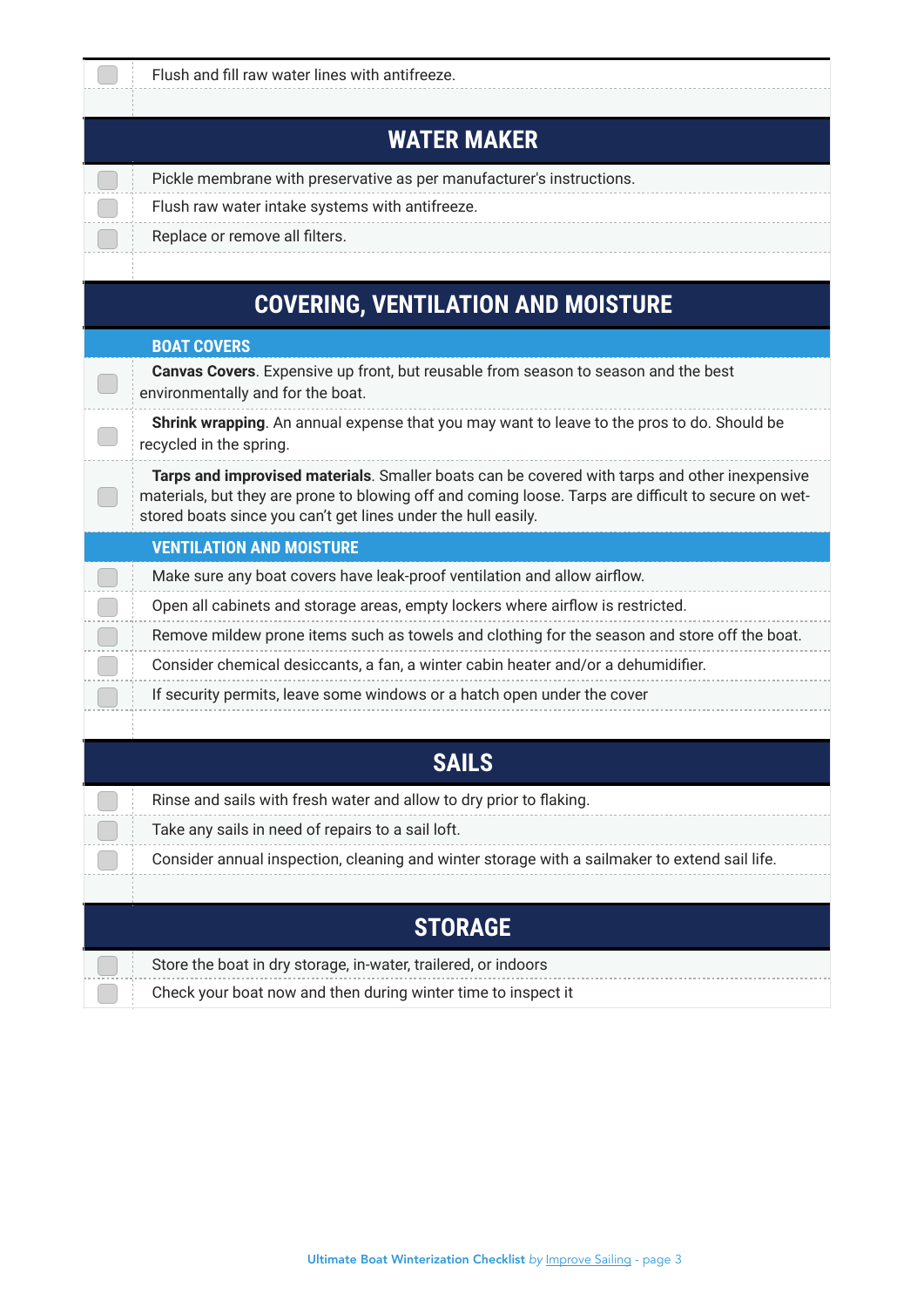- [ ] Flush and fill raw water lines with antifreeze.

## WATER MAKER

- [ ] Pickle membrane with preservative as per manufacturer's instructions.
- [ ] Flush raw water intake systems with antifreeze.
- [ ] Replace or remove all filters.

## COVERING, VENTILATION AND MOISTURE

### BOAT COVERS

- [ ] **Canvas Covers**. Expensive up front, but reusable from season to season and the best environmentally and for the boat.
- [ ] **Shrink wrapping**. An annual expense that you may want to leave to the pros to do. Should be recycled in the spring.
- [ ] **Tarps and improvised materials**. Smaller boats can be covered with tarps and other inexpensive materials, but they are prone to blowing off and coming loose. Tarps are difficult to secure on wet-stored boats since you can't get lines under the hull easily.

### VENTILATION AND MOISTURE

- [ ] Make sure any boat covers have leak-proof ventilation and allow airflow.
- [ ] Open all cabinets and storage areas, empty lockers where airflow is restricted.
- [ ] Remove mildew prone items such as towels and clothing for the season and store off the boat.
- [ ] Consider chemical desiccants, a fan, a winter cabin heater and/or a dehumidifier.
- [ ] If security permits, leave some windows or a hatch open under the cover

## SAILS

- [ ] Rinse and sails with fresh water and allow to dry prior to flaking.
- [ ] Take any sails in need of repairs to a sail loft.
- [ ] Consider annual inspection, cleaning and winter storage with a sailmaker to extend sail life.

## STORAGE

- [ ] Store the boat in dry storage, in-water, trailered, or indoors
- [ ] Check your boat now and then during winter time to inspect it